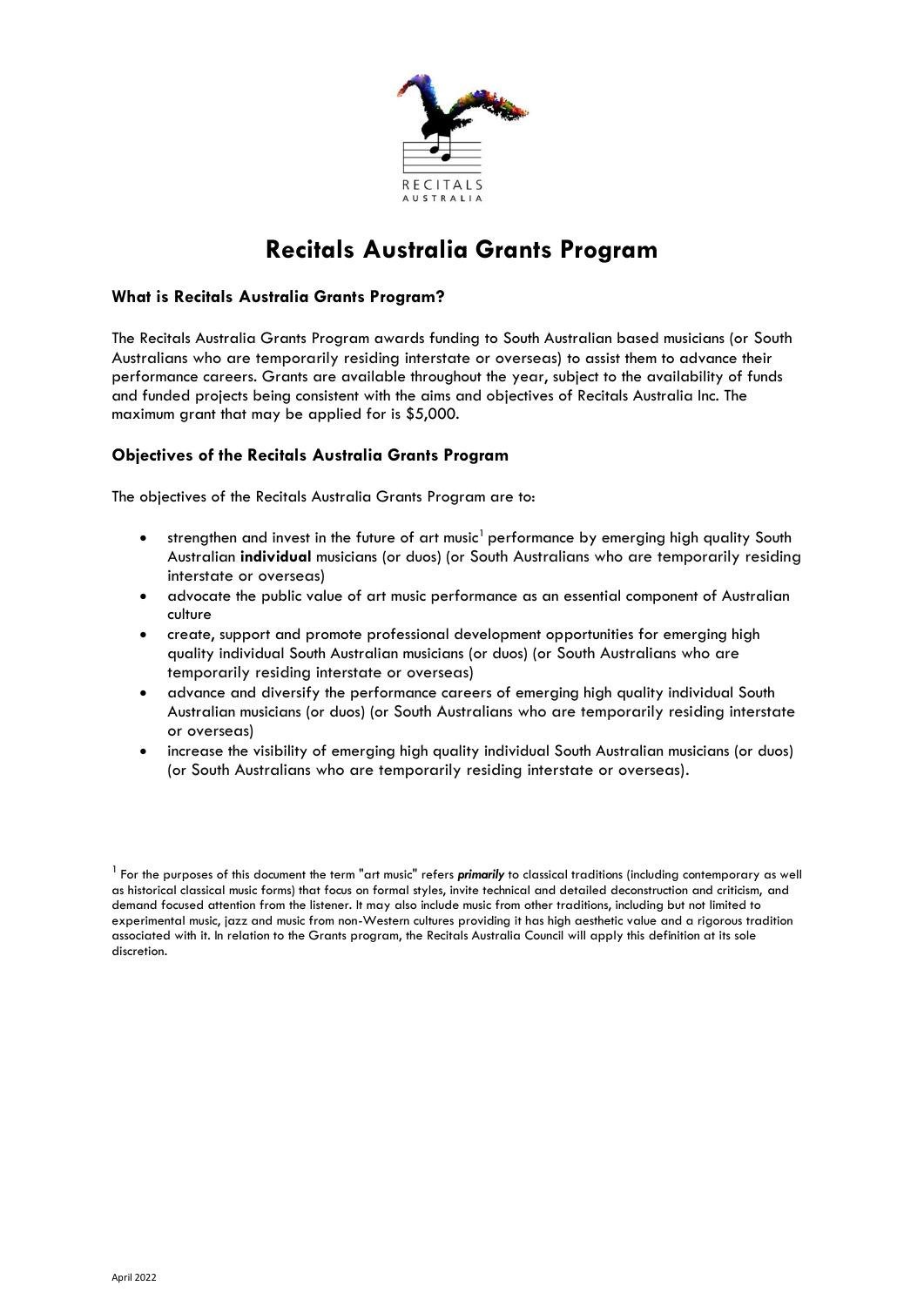# Recitals Australia Grants Program

### What is Recitals Australia Grants Program?

The Recitals Australia Grants Program awards funding to South Australian based musicians (or South Australians who are temporarily residing interstate or overseas) to assist them to advance their performance careers. Grants are available throughout the year, subject to the availability of funds and funded projects being consistent with the aims and objectives of Recitals Australia Inc. The maximum grant that may be applied for is $5,000.

### Objectives of the Recitals Australia Grants Program

The objectives of the Recitals Australia Grants Program are to:

- strengthen and invest in the future of art music[1] performance by emerging high quality South Australian **individual** musicians (or duos) (or South Australians who are temporarily residing interstate or overseas)
- advocate the public value of art music performance as an essential component of Australian culture
- create, support and promote professional development opportunities for emerging high quality individual South Australian musicians (or duos) (or South Australians who are temporarily residing interstate or overseas)
- advance and diversify the performance careers of emerging high quality individual South Australian musicians (or duos) (or South Australians who are temporarily residing interstate or overseas)
- increase the visibility of emerging high quality individual South Australian musicians (or duos) (or South Australians who are temporarily residing interstate or overseas).

[1] For the purposes of this document the term "art music" refers ***primarily*** to classical traditions (including contemporary as well as historical classical music forms) that focus on formal styles, invite technical and detailed deconstruction and criticism, and demand focused attention from the listener. It may also include music from other traditions, including but not limited to experimental music, jazz and music from non-Western cultures providing it has high aesthetic value and a rigorous tradition associated with it. In relation to the Grants program, the Recitals Australia Council will apply this definition at its sole discretion.

April 2022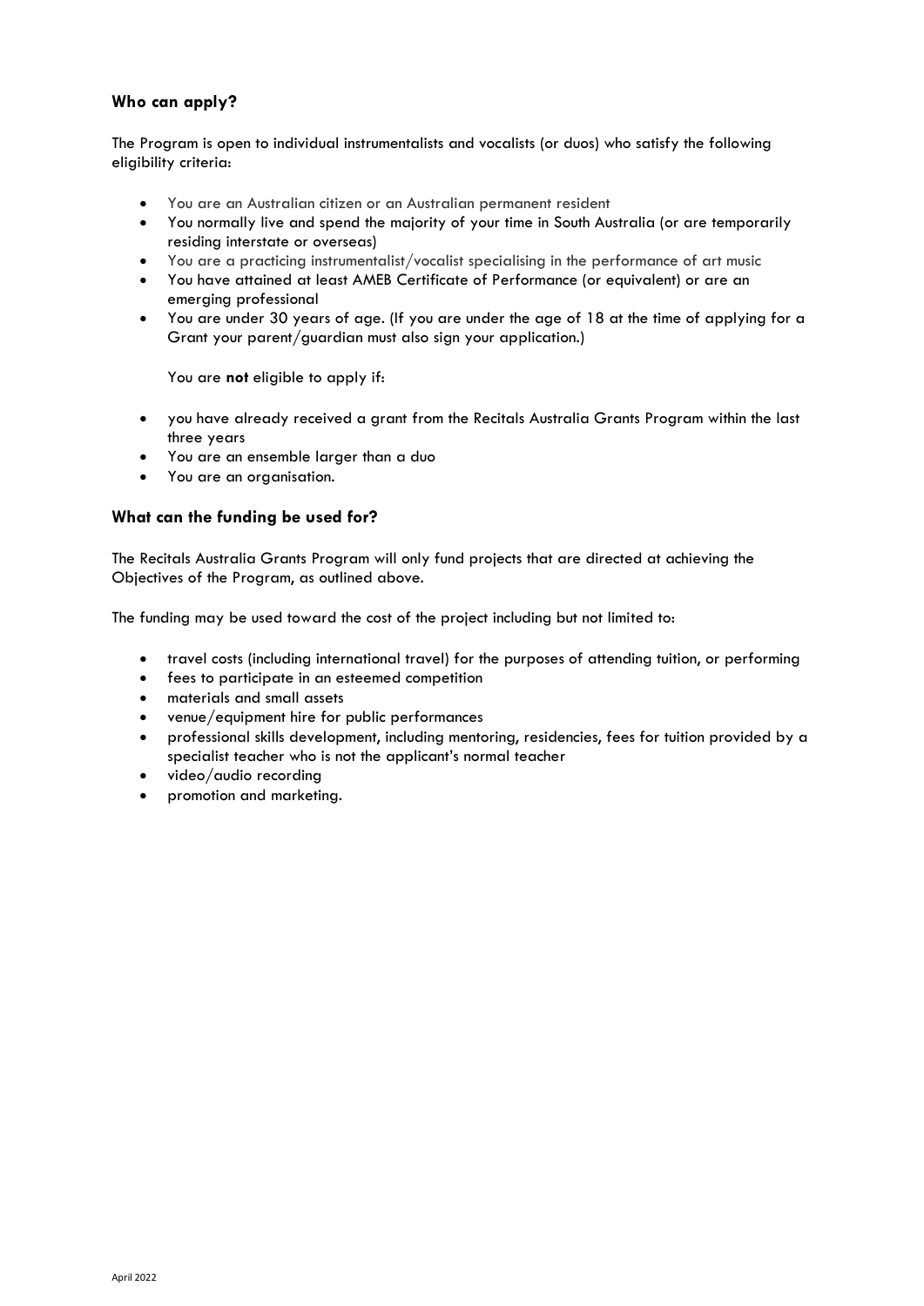### Who can apply?

The Program is open to individual instrumentalists and vocalists (or duos) who satisfy the following eligibility criteria:

- You are an Australian citizen or an Australian permanent resident
- You normally live and spend the majority of your time in South Australia (or are temporarily residing interstate or overseas)
- You are a practicing instrumentalist/vocalist specialising in the performance of art music
- You have attained at least AMEB Certificate of Performance (or equivalent) or are an emerging professional
- You are under 30 years of age. (If you are under the age of 18 at the time of applying for a Grant your parent/guardian must also sign your application.)

You are **not** eligible to apply if:

- you have already received a grant from the Recitals Australia Grants Program within the last three years
- You are an ensemble larger than a duo
- You are an organisation.

### What can the funding be used for?

The Recitals Australia Grants Program will only fund projects that are directed at achieving the Objectives of the Program, as outlined above.

The funding may be used toward the cost of the project including but not limited to:

- travel costs (including international travel) for the purposes of attending tuition, or performing
- fees to participate in an esteemed competition
- materials and small assets
- venue/equipment hire for public performances
- professional skills development, including mentoring, residencies, fees for tuition provided by a specialist teacher who is not the applicant's normal teacher
- video/audio recording
- promotion and marketing.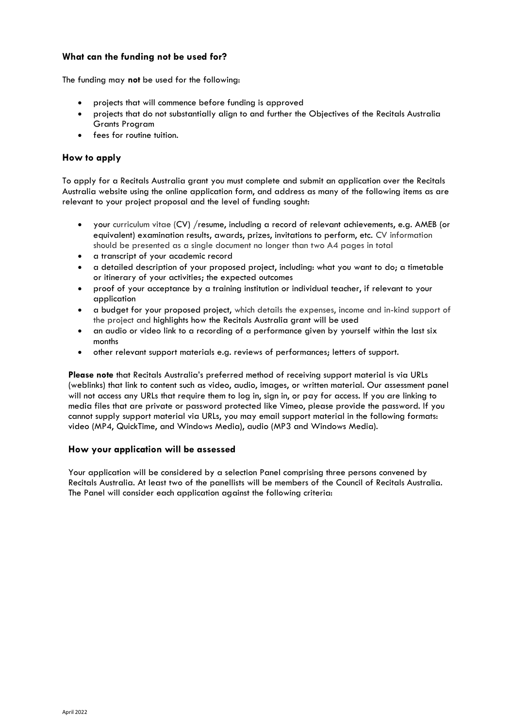### What can the funding not be used for?

The funding may **not** be used for the following:

- projects that will commence before funding is approved
- projects that do not substantially align to and further the Objectives of the Recitals Australia Grants Program
- fees for routine tuition.

### How to apply

To apply for a Recitals Australia grant you must complete and submit an application over the Recitals Australia website using the online application form, and address as many of the following items as are relevant to your project proposal and the level of funding sought:

- your curriculum vitae (CV) /resume, including a record of relevant achievements, e.g. AMEB (or equivalent) examination results, awards, prizes, invitations to perform, etc. CV information should be presented as a single document no longer than two A4 pages in total
- a transcript of your academic record
- a detailed description of your proposed project, including: what you want to do; a timetable or itinerary of your activities; the expected outcomes
- proof of your acceptance by a training institution or individual teacher, if relevant to your application
- a budget for your proposed project, which details the expenses, income and in-kind support of the project and highlights how the Recitals Australia grant will be used
- an audio or video link to a recording of a performance given by yourself within the last six months
- other relevant support materials e.g. reviews of performances; letters of support.

**Please note** that Recitals Australia's preferred method of receiving support material is via URLs (weblinks) that link to content such as video, audio, images, or written material. Our assessment panel will not access any URLs that require them to log in, sign in, or pay for access. If you are linking to media files that are private or password protected like Vimeo, please provide the password. If you cannot supply support material via URLs, you may email support material in the following formats: video (MP4, QuickTime, and Windows Media), audio (MP3 and Windows Media).

### How your application will be assessed

Your application will be considered by a selection Panel comprising three persons convened by Recitals Australia. At least two of the panellists will be members of the Council of Recitals Australia. The Panel will consider each application against the following criteria: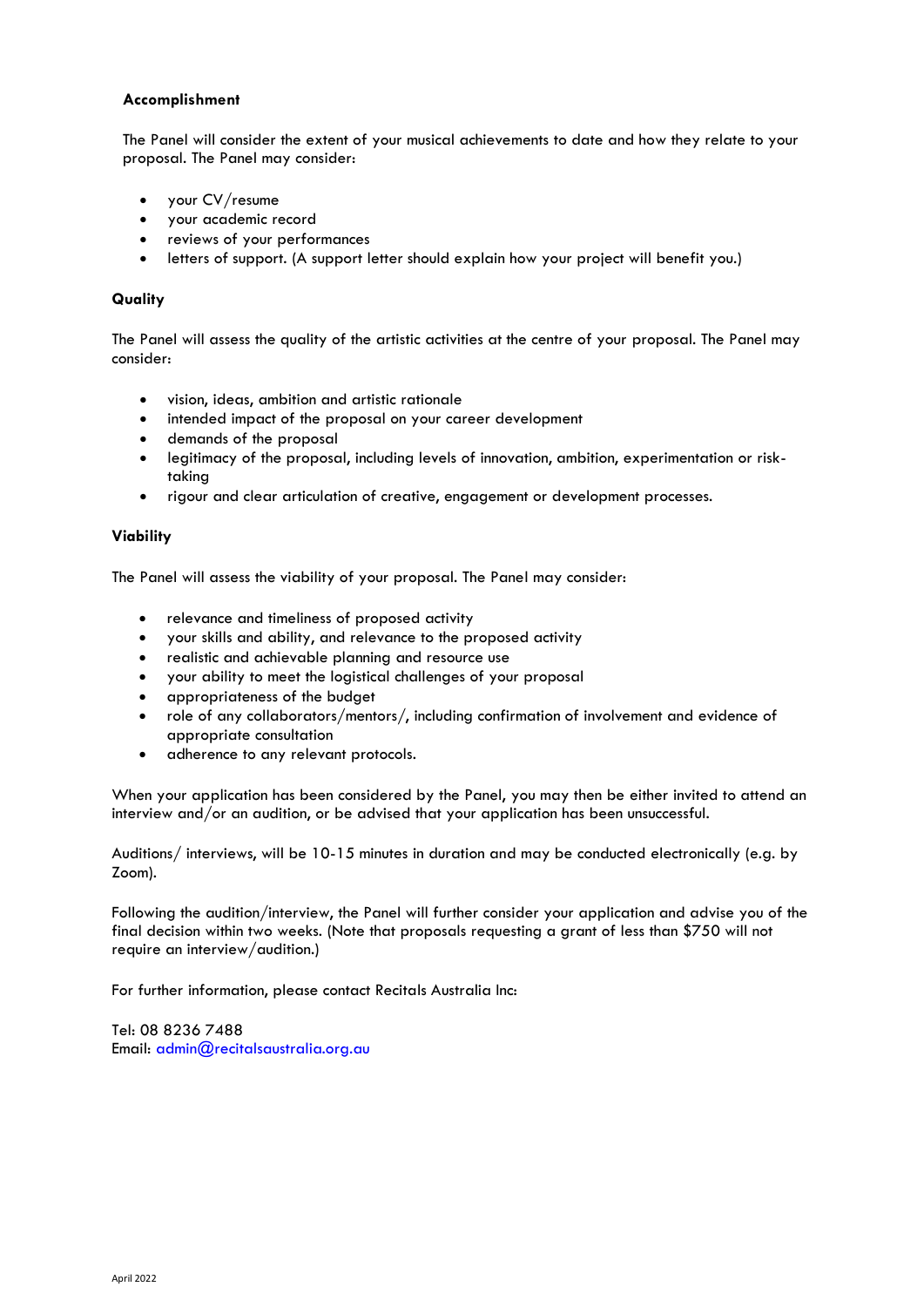**Accomplishment**

The Panel will consider the extent of your musical achievements to date and how they relate to your proposal. The Panel may consider:

- your CV/resume
- your academic record
- reviews of your performances
- letters of support. (A support letter should explain how your project will benefit you.)

**Quality**

The Panel will assess the quality of the artistic activities at the centre of your proposal. The Panel may consider:

- vision, ideas, ambition and artistic rationale
- intended impact of the proposal on your career development
- demands of the proposal
- legitimacy of the proposal, including levels of innovation, ambition, experimentation or risk-taking
- rigour and clear articulation of creative, engagement or development processes.

**Viability**

The Panel will assess the viability of your proposal. The Panel may consider:

- relevance and timeliness of proposed activity
- your skills and ability, and relevance to the proposed activity
- realistic and achievable planning and resource use
- your ability to meet the logistical challenges of your proposal
- appropriateness of the budget
- role of any collaborators/mentors/, including confirmation of involvement and evidence of appropriate consultation
- adherence to any relevant protocols.

When your application has been considered by the Panel, you may then be either invited to attend an interview and/or an audition, or be advised that your application has been unsuccessful.

Auditions/ interviews, will be 10-15 minutes in duration and may be conducted electronically (e.g. by Zoom).

Following the audition/interview, the Panel will further consider your application and advise you of the final decision within two weeks. (Note that proposals requesting a grant of less than $750 will not require an interview/audition.)

For further information, please contact Recitals Australia Inc:

Tel: 08 8236 7488
Email: admin@recitalsaustralia.org.au

April 2022